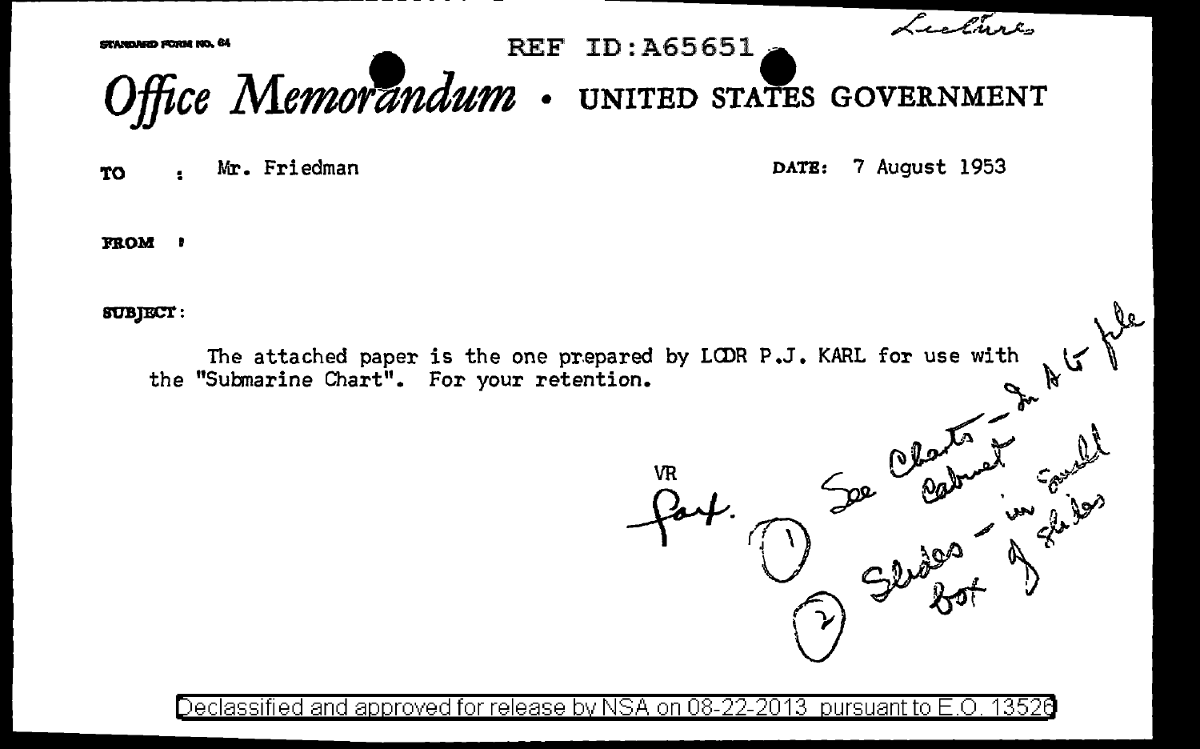STANDARD FORM NO. 64

REF ID:A65651

Lectures

# Office Memorandum • UNITED STATES GOVERNMENT

TO : Mr. Friedman

DATE: 7 August 1953

FROM :

SUBJECT:

The attached paper is the one prepared by LCDR P.J. KARL for use with the "Submarine Chart". For your retention.

VR
Part.

(1) See Charts - In A G file Cabinet

(2) Slides - in small box of slides

Declassified and approved for release by NSA on 08-22-2013 pursuant to E.O. 13526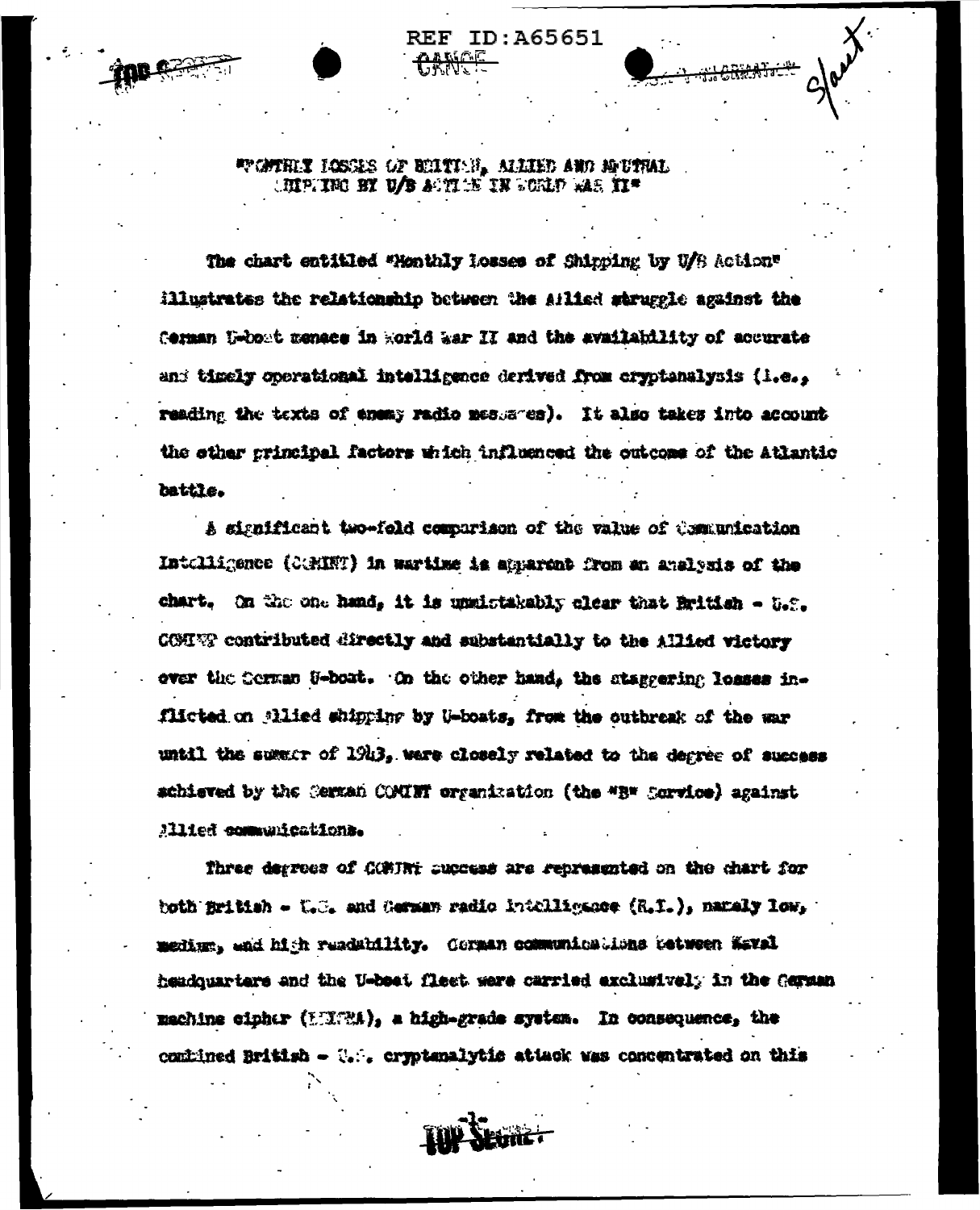"MONTHLY LOSSES OF BRITISH, ALLIED AND NEUTRAL SHIPPING BY U/B ACTION IN WORLD WAR II"

The chart entitled "Monthly Losses of Shipping by U/B Action" illustrates the relationship between the Allied struggle against the German U-boat menace in World War II and the availability of accurate and timely operational intelligence derived from cryptanalysis (i.e., reading the texts of enemy radio messages). It also takes into account the other principal factors which influenced the outcome of the Atlantic battle.

A significant two-fold comparison of the value of Communication Intelligence (COMINT) in wartime is apparent from an analysis of the chart. On the one hand, it is unmistakably clear that British - U.S. COMINT contributed directly and substantially to the Allied victory over the German U-boat. On the other hand, the staggering losses inflicted on Allied shipping by U-boats, from the outbreak of the war until the summer of 1943, were closely related to the degree of success achieved by the German COMINT organization (the "B" Service) against Allied communications.

Three degrees of COMINT success are represented on the chart for both British - U.S. and German radio intelligence (R.I.), namely low, medium, and high readability. German communications between Naval headquarters and the U-boat fleet were carried exclusively in the German machine cipher (ENIGMA), a high-grade system. In consequence, the combined British - U.S. cryptanalytic attack was concentrated on this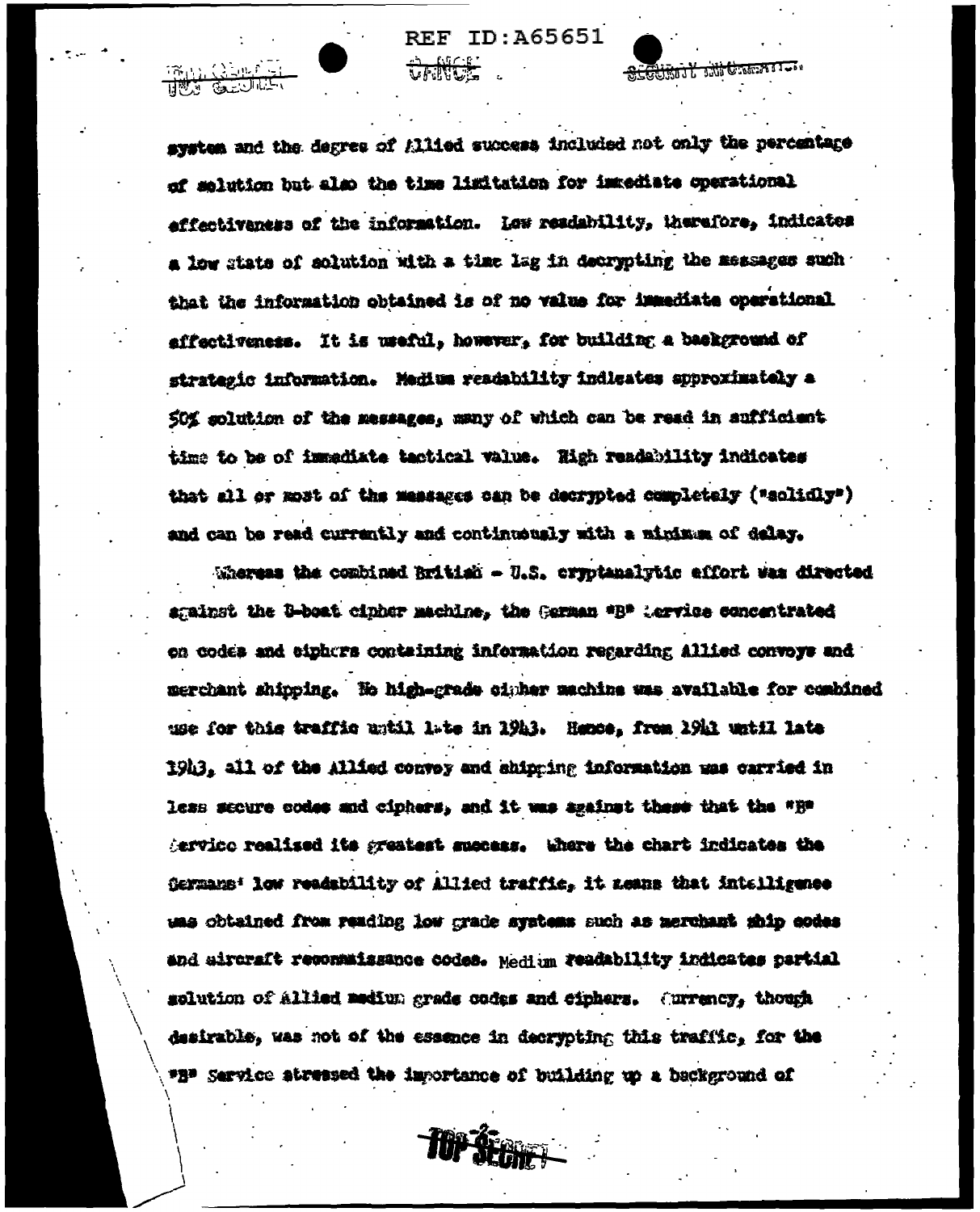system and the degree of Allied success included not only the percentage of solution but also the time limitation for immediate operational effectiveness of the information. Low readability, therefore, indicates a low state of solution with a time lag in decrypting the messages such that the information obtained is of no value for immediate operational effectiveness. It is useful, however, for building a background of strategic information. Medium readability indicates approximately a 50% solution of the messages, many of which can be read in sufficient time to be of immediate tactical value. High readability indicates that all or most of the messages can be decrypted completely ("solidly") and can be read currently and continuously with a minimum of delay.

Whereas the combined British - U.S. cryptanalytic effort was directed against the U-boat cipher machine, the German "B" Service concentrated on codes and ciphers containing information regarding Allied convoys and merchant shipping. No high-grade cipher machine was available for combined use for this traffic until late in 1943. Hence, from 1941 until late 1943, all of the Allied convoy and shipping information was carried in less secure codes and ciphers, and it was against these that the "B" Service realized its greatest success. Where the chart indicates the Germans' low readability of Allied traffic, it means that intelligence was obtained from reading low grade systems such as merchant ship codes and aircraft reconnaissance codes. Medium readability indicates partial solution of Allied medium grade codes and ciphers. Currency, though desirable, was not of the essence in decrypting this traffic, for the "B" Service stressed the importance of building up a background of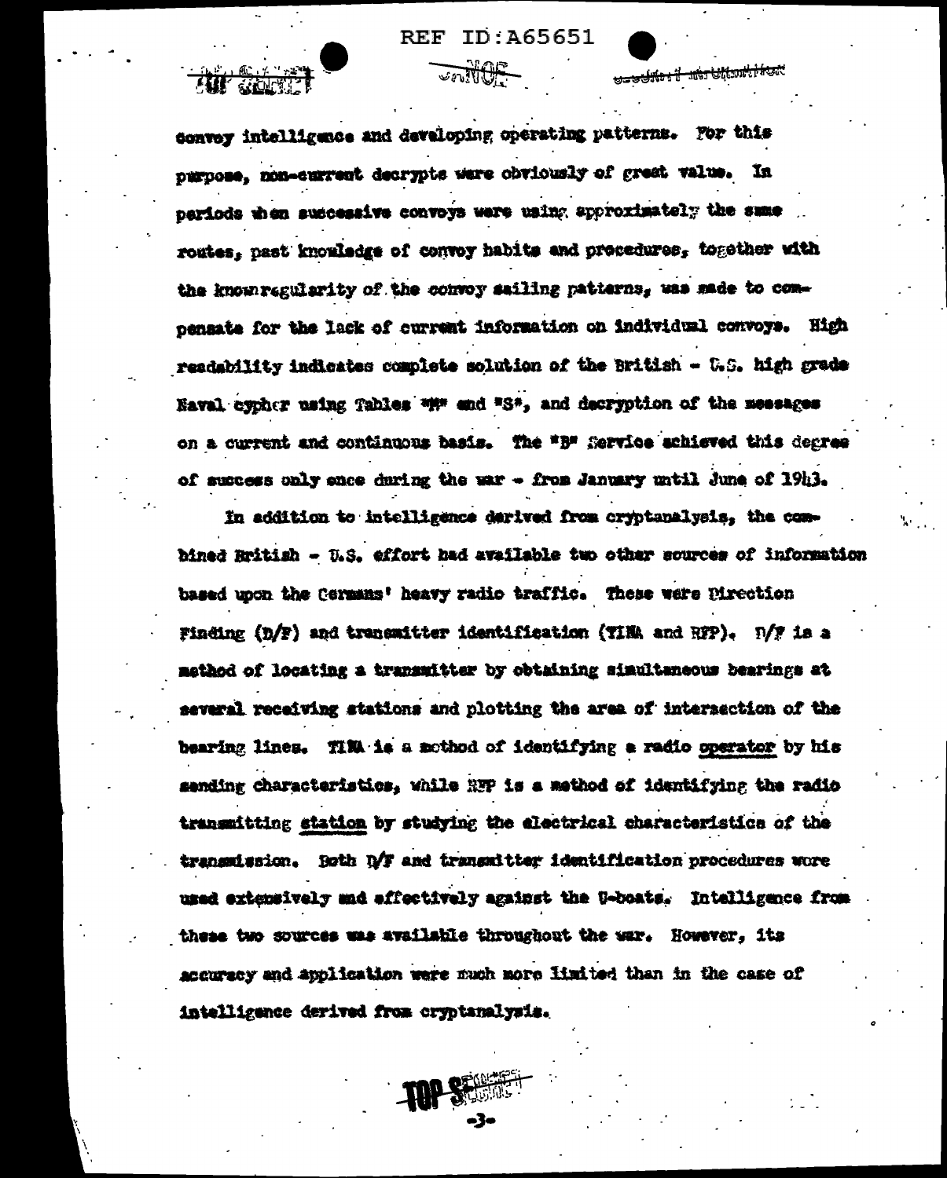convoy intelligence and developing operating patterns. For this purpose, non-current decrypts were obviously of great value. In periods when successive convoys were using approximately the same routes, past knowledge of convoy habits and procedures, together with the known regularity of the convoy sailing patterns, was made to compensate for the lack of current information on individual convoys. High readability indicates complete solution of the British - U.S. high grade Naval cypher using Tables "M" and "S", and decryption of the messages on a current and continuous basis. The "B" Service achieved this degree of success only once during the war - from January until June of 1943.

In addition to intelligence derived from cryptanalysis, the combined British - U.S. effort had available two other sources of information based upon the Germans' heavy radio traffic. These were Direction Finding (D/F) and transmitter identification (TINA and RFP). D/F is a method of locating a transmitter by obtaining simultaneous bearings at several receiving stations and plotting the area of intersection of the bearing lines. TINA is a method of identifying a radio operator by his sending characteristics, while RFP is a method of identifying the radio transmitting station by studying the electrical characteristics of the transmission. Both D/F and transmitter identification procedures were used extensively and effectively against the U-boats. Intelligence from these two sources was available throughout the war. However, its accuracy and application were much more limited than in the case of intelligence derived from cryptanalysis.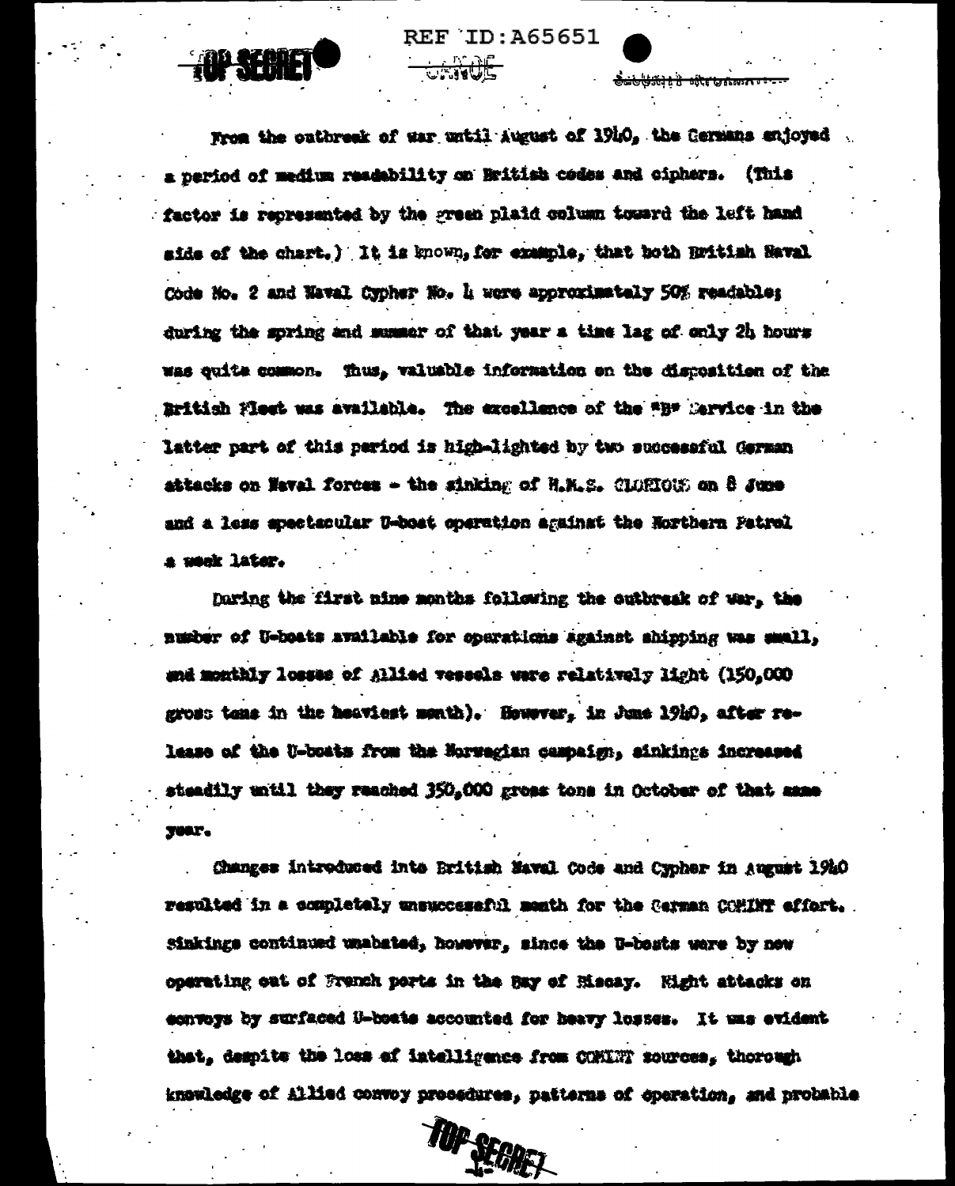From the outbreak of war until August of 1940, the Germans enjoyed a period of medium readability on British codes and ciphers. (This factor is represented by the green plaid column toward the left hand side of the chart.) It is known, for example, that both British Naval Code No. 2 and Naval Cypher No. 4 were approximately 50% readable; during the spring and summer of that year a time lag of only 24 hours was quite common. Thus, valuable information on the disposition of the British Fleet was available. The excellence of the "B" Service in the latter part of this period is high-lighted by two successful German attacks on Naval forces - the sinking of H.M.S. GLORIOUS on 8 June and a less spectacular U-boat operation against the Northern Patrol a week later.

During the first nine months following the outbreak of war, the number of U-boats available for operations against shipping was small, and monthly losses of Allied vessels were relatively light (150,000 gross tons in the heaviest month). However, in June 1940, after release of the U-boats from the Norwegian campaign, sinkings increased steadily until they reached 350,000 gross tons in October of that same year.

Changes introduced into British Naval Code and Cypher in August 1940 resulted in a completely unsuccessful month for the German COMINT effort. Sinkings continued unabated, however, since the U-boats were by now operating out of French ports in the Bay of Biscay. Night attacks on convoys by surfaced U-boats accounted for heavy losses. It was evident that, despite the loss of intelligence from COMINT sources, thorough knowledge of Allied convoy procedures, patterns of operation, and probable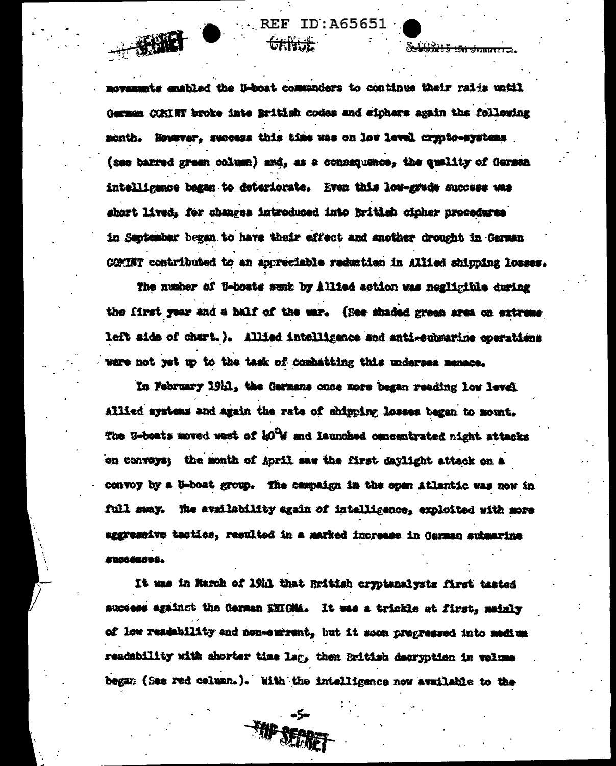movements enabled the U-boat commanders to continue their raids until German COMINT broke into British codes and ciphers again the following month. However, success this time was on low level crypto-systems (see barred green column) and, as a consequence, the quality of German intelligence began to deteriorate. Even this low-grade success was short lived, for changes introduced into British cipher procedures in September began to have their effect and another drought in German COMINT contributed to an appreciable reduction in Allied shipping losses.

The number of U-boats sunk by Allied action was negligible during the first year and a half of the war. (See shaded green area on extreme left side of chart.). Allied intelligence and anti-submarine operations were not yet up to the task of combatting this undersea menace.

In February 1941, the Germans once more began reading low level Allied systems and again the rate of shipping losses began to mount. The U-boats moved west of 40°W and launched concentrated night attacks on convoys; the month of April saw the first daylight attack on a convoy by a U-boat group. The campaign in the open Atlantic was now in full sway. The availability again of intelligence, exploited with more aggressive tactics, resulted in a marked increase in German submarine successes.

It was in March of 1941 that British cryptanalysts first tasted success against the German ENIGMA. It was a trickle at first, mainly of low readability and non-current, but it soon progressed into medium readability with shorter time lag, then British decryption in volume began (See red column.). With the intelligence now available to the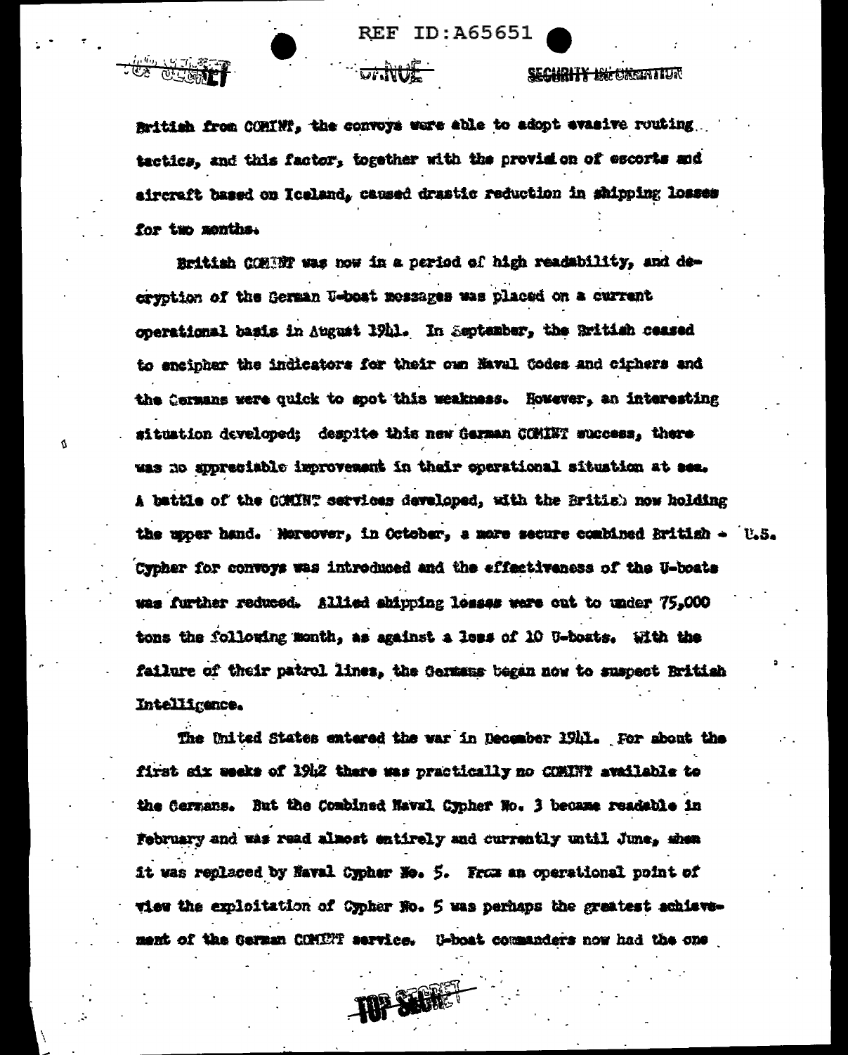British from COMINT, the convoys were able to adopt evasive routing tactics, and this factor, together with the provision of escorts and aircraft based on Iceland, caused drastic reduction in shipping losses for two months.

British COMINT was now in a period of high readability, and decryption of the German U-boat messages was placed on a current operational basis in August 1941. In September, the British ceased to encipher the indicators for their own Naval Codes and ciphers and the Germans were quick to spot this weakness. However, an interesting situation developed; despite this new German COMINT success, there was no appreciable improvement in their operational situation at sea. A battle of the COMINT services developed, with the British now holding the upper hand. Moreover, in October, a more secure combined British - U.S. Cypher for convoys was introduced and the effectiveness of the U-boats was further reduced. Allied shipping losses were cut to under 75,000 tons the following month, as against a loss of 10 U-boats. With the failure of their patrol lines, the Germans began now to suspect British Intelligence.

The United States entered the war in December 1941. For about the first six weeks of 1942 there was practically no COMINT available to the Germans. But the Combined Naval Cypher No. 3 became readable in February and was read almost entirely and currently until June, when it was replaced by Naval Cypher No. 5. From an operational point of view the exploitation of Cypher No. 5 was perhaps the greatest achievement of the German COMINT service. U-boat commanders now had the one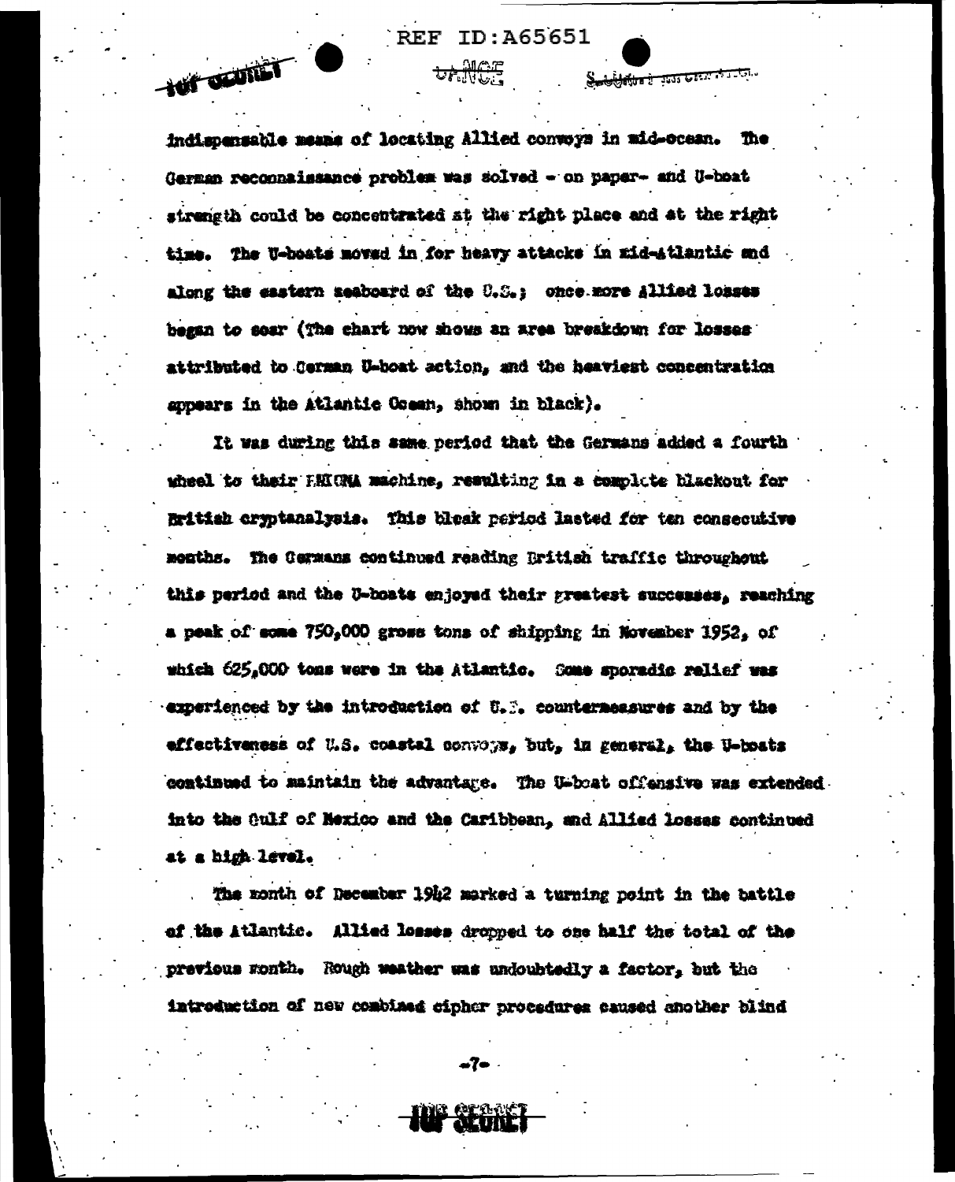indispensable means of locating Allied convoys in mid-ocean. The German reconnaissance problem was solved - on paper- and U-boat strength could be concentrated at the right place and at the right time. The U-boats moved in for heavy attacks in mid-Atlantic and along the eastern seaboard of the U.S.; once more Allied losses began to soar (The chart now shows an area breakdown for losses attributed to German U-boat action, and the heaviest concentration appears in the Atlantic Ocean, shown in black).

It was during this same period that the Germans added a fourth wheel to their ENIGMA machine, resulting in a complete blackout for British cryptanalysis. This bleak period lasted for ten consecutive months. The Germans continued reading British traffic throughout this period and the U-boats enjoyed their greatest successes, reaching a peak of some 750,000 gross tons of shipping in November 1952, of which 625,000 tons were in the Atlantic. Some sporadic relief was experienced by the introduction of U.S. countermeasures and by the effectiveness of U.S. coastal convoys, but, in general, the U-boats continued to maintain the advantage. The U-boat offensive was extended into the Gulf of Mexico and the Caribbean, and Allied losses continued at a high level.

The month of December 1942 marked a turning point in the battle of the Atlantic. Allied losses dropped to one half the total of the previous month. Rough weather was undoubtedly a factor, but the introduction of new combined cipher procedures caused another blind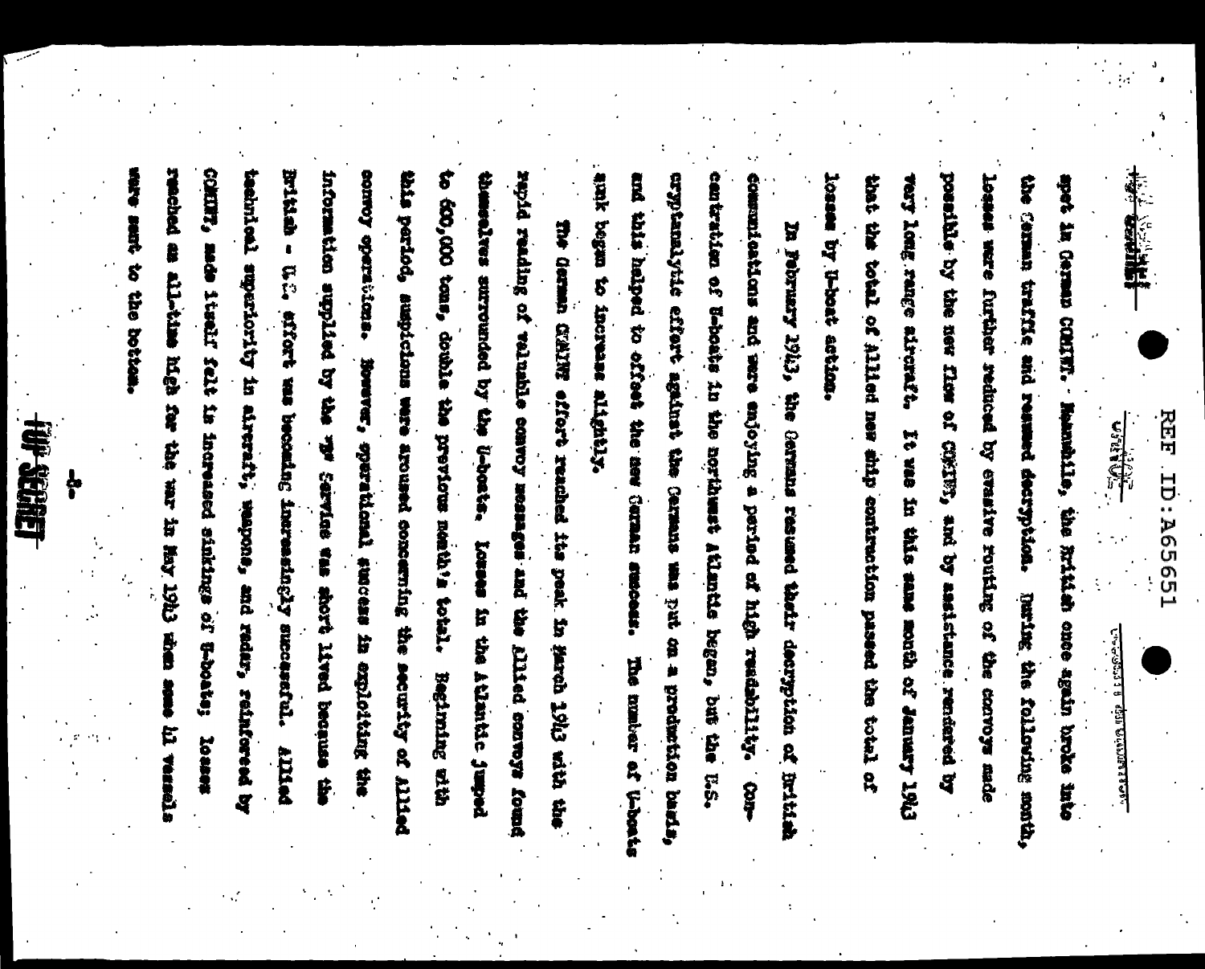spot in German COMINT. Meanwhile, the British once again broke into the German traffic and resumed decryption. During the following month, losses were further reduced by evasive routing of the convoys made possible by the new flow of COMINT, and by assistance rendered by very long range aircraft. It was in this same month of January 1943 that the total of Allied new ship contruction passed the total of losses by U-boat action.

In February 1943, the Germans resumed their decryption of British communications and were enjoying a period of high readability. Concentration of U-boats in the northeast Atlantic began, but the U.S. cryptanalytic effort against the Germans was put on a production basis, and this helped to offset the new German success. The number of U-boats sunk began to increase slightly.

The German COMINT effort reached its peak in March 1943 with the rapid reading of valuable convoy messages and the Allied convoys found themselves surrounded by the U-boats. Losses in the Atlantic jumped to 600,000 tons, double the previous month's total. Beginning with this period, suspicions were aroused concerning the security of Allied convoy operations. However, operational success in exploiting the information supplied by the "B" Service was short lived because the British - U.S. effort was becoming increasingly successful. Allied technical superiority in aircraft, weapons, and radar, reinforced by COMINT, made itself felt in increased sinkings of U-boats; losses reached an all-time high for the war in May 1943 when some 41 vessels were sent to the bottom.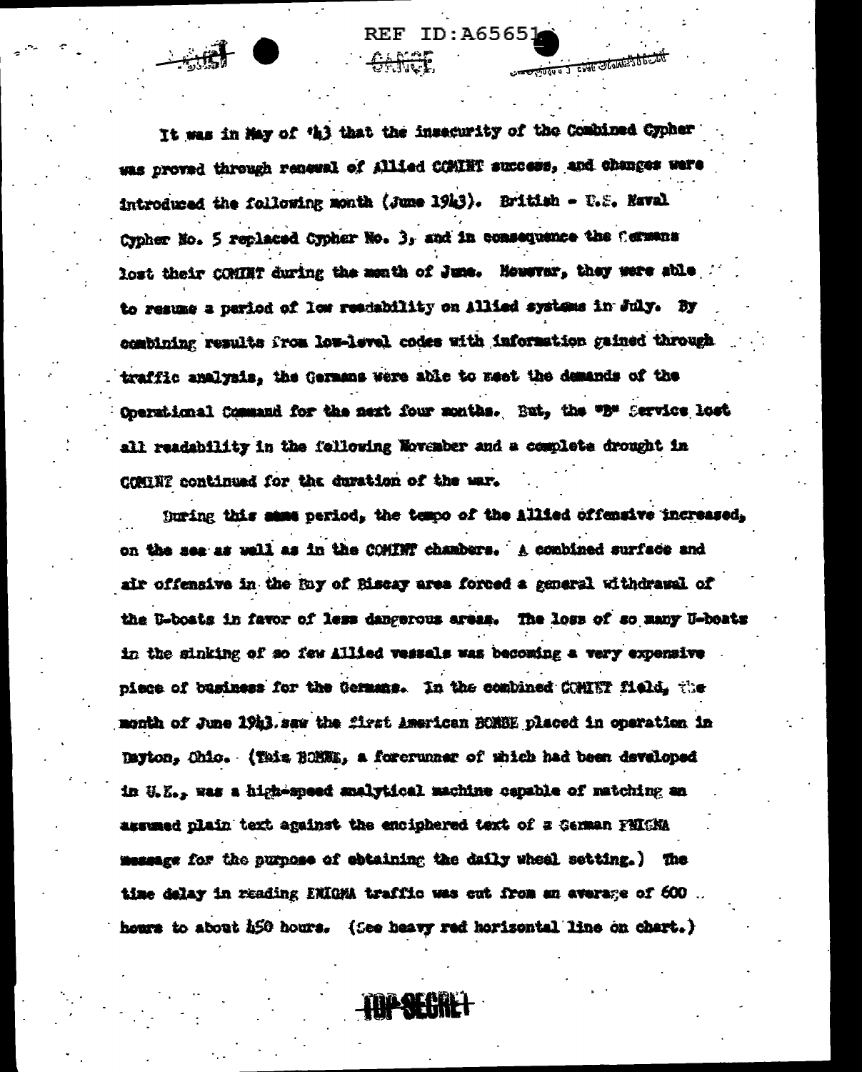It was in May of '43 that the insecurity of the Combined Cypher was proved through renewal of Allied COMINT success, and changes were introduced the following month (June 1943). British - U.S. Naval Cypher No. 5 replaced Cypher No. 3, and in consequence the Germans lost their COMINT during the month of June. However, they were able to resume a period of low readability on Allied systems in July. By combining results from low-level codes with information gained through traffic analysis, the Germans were able to meet the demands of the Operational Command for the next four months. But, the "B" Service lost all readability in the following November and a complete drought in COMINT continued for the duration of the war.

During this same period, the tempo of the Allied offensive increased, on the sea as well as in the COMINT chambers. A combined surface and air offensive in the Bay of Biscay area forced a general withdrawal of the U-boats in favor of less dangerous areas. The loss of so many U-boats in the sinking of so few Allied vessels was becoming a very expensive piece of business for the Germans. In the combined COMINT field, the month of June 1943 saw the first American BOMBE placed in operation in Dayton, Ohio. (This BOMBE, a forerunner of which had been developed in U.K., was a high-speed analytical machine capable of matching an assumed plain text against the enciphered text of a German ENIGMA message for the purpose of obtaining the daily wheel setting.) The time delay in reading ENIGMA traffic was cut from an average of 600 hours to about 450 hours. (See heavy red horizontal line on chart.)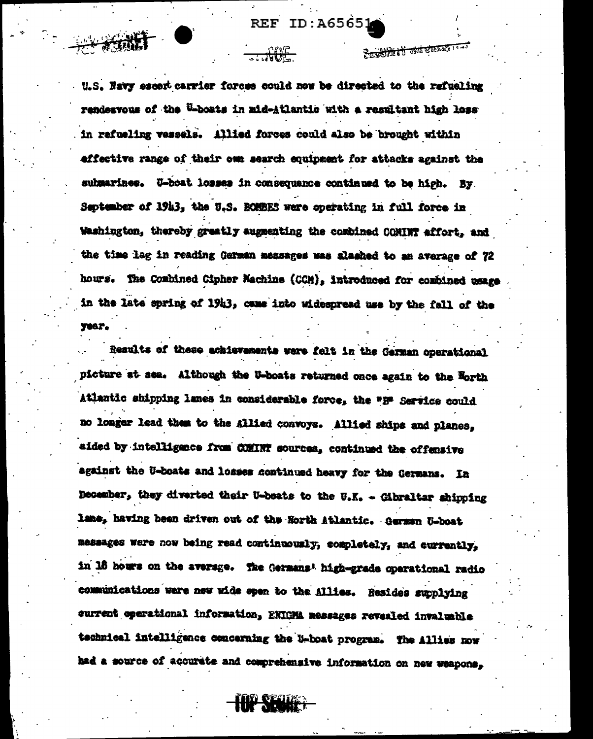U.S. Navy escort carrier forces could now be directed to the refueling rendezvous of the U-boats in mid-Atlantic with a resultant high loss in refueling vessels. Allied forces could also be brought within effective range of their own search equipment for attacks against the submarines. U-boat losses in consequence continued to be high. By September of 1943, the U.S. BOMBES were operating in full force in Washington, thereby greatly augmenting the combined COMINT effort, and the time lag in reading German messages was slashed to an average of 72 hours. The Combined Cipher Machine (CCM), introduced for combined usage in the late spring of 1943, came into widespread use by the fall of the year.

Results of these achievements were felt in the German operational picture at sea. Although the U-boats returned once again to the North Atlantic shipping lanes in considerable force, the "B" Service could no longer lead them to the Allied convoys. Allied ships and planes, aided by intelligence from COMINT sources, continued the offensive against the U-boats and losses continued heavy for the Germans. In December, they diverted their U-boats to the U.K. - Gibraltar shipping lane, having been driven out of the North Atlantic. German U-boat messages were now being read continuously, completely, and currently, in 18 hours on the average. The Germans' high-grade operational radio communications were now wide open to the Allies. Besides supplying current operational information, ENIGMA messages revealed invaluable technical intelligence concerning the U-boat program. The Allies now had a source of accurate and comprehensive information on new weapons,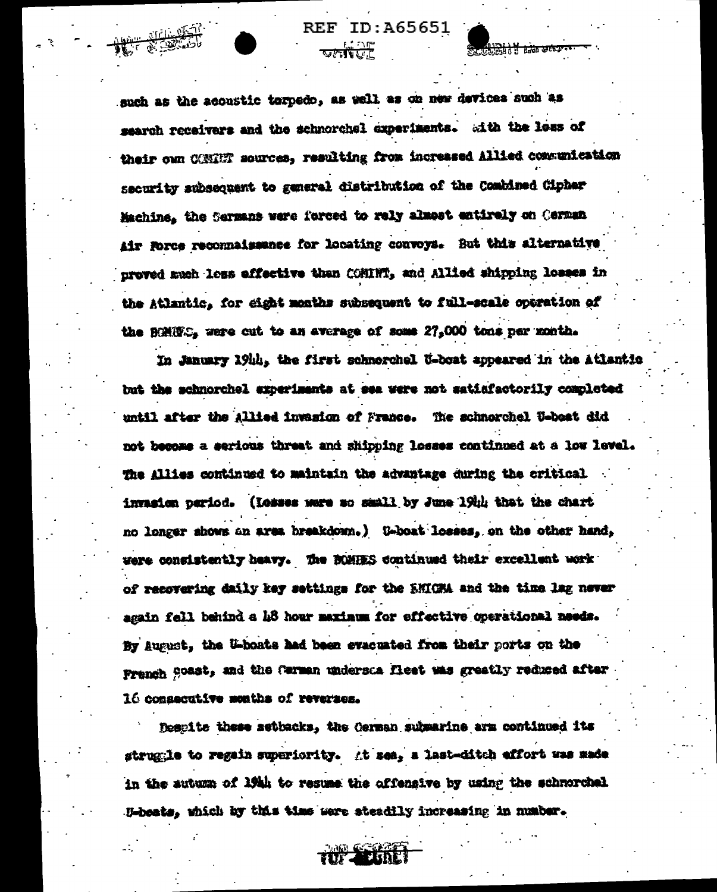such as the acoustic torpedo, as well as on new devices such as search receivers and the schnorchel experiments. With the loss of their own COMINT sources, resulting from increased Allied communication security subsequent to general distribution of the Combined Cipher Machine, the Germans were forced to rely almost entirely on German Air Force reconnaissance for locating convoys. But this alternative proved much less effective than COMINT, and Allied shipping losses in the Atlantic, for eight months subsequent to full-scale operation of the BOMBES, were cut to an average of some 27,000 tons per month.

In January 1944, the first schnorchel U-boat appeared in the Atlantic but the schnorchel experiments at sea were not satisfactorily completed until after the Allied invasion of France. The schnorchel U-boat did not become a serious threat and shipping losses continued at a low level. The Allies continued to maintain the advantage during the critical invasion period. (Losses were so small by June 1944 that the chart no longer shows an area breakdown.) U-boat losses, on the other hand, were consistently heavy. The BOMBES continued their excellent work of recovering daily key settings for the ENIGMA and the time lag never again fell behind a 48 hour maximum for effective operational needs. By August, the U-boats had been evacuated from their ports on the French coast, and the German undersea fleet was greatly reduced after 16 consecutive months of reverses.

Despite these setbacks, the German submarine arm continued its struggle to regain superiority. At sea, a last-ditch effort was made in the autumn of 1944 to resume the offensive by using the schnorchel U-boats, which by this time were steadily increasing in number.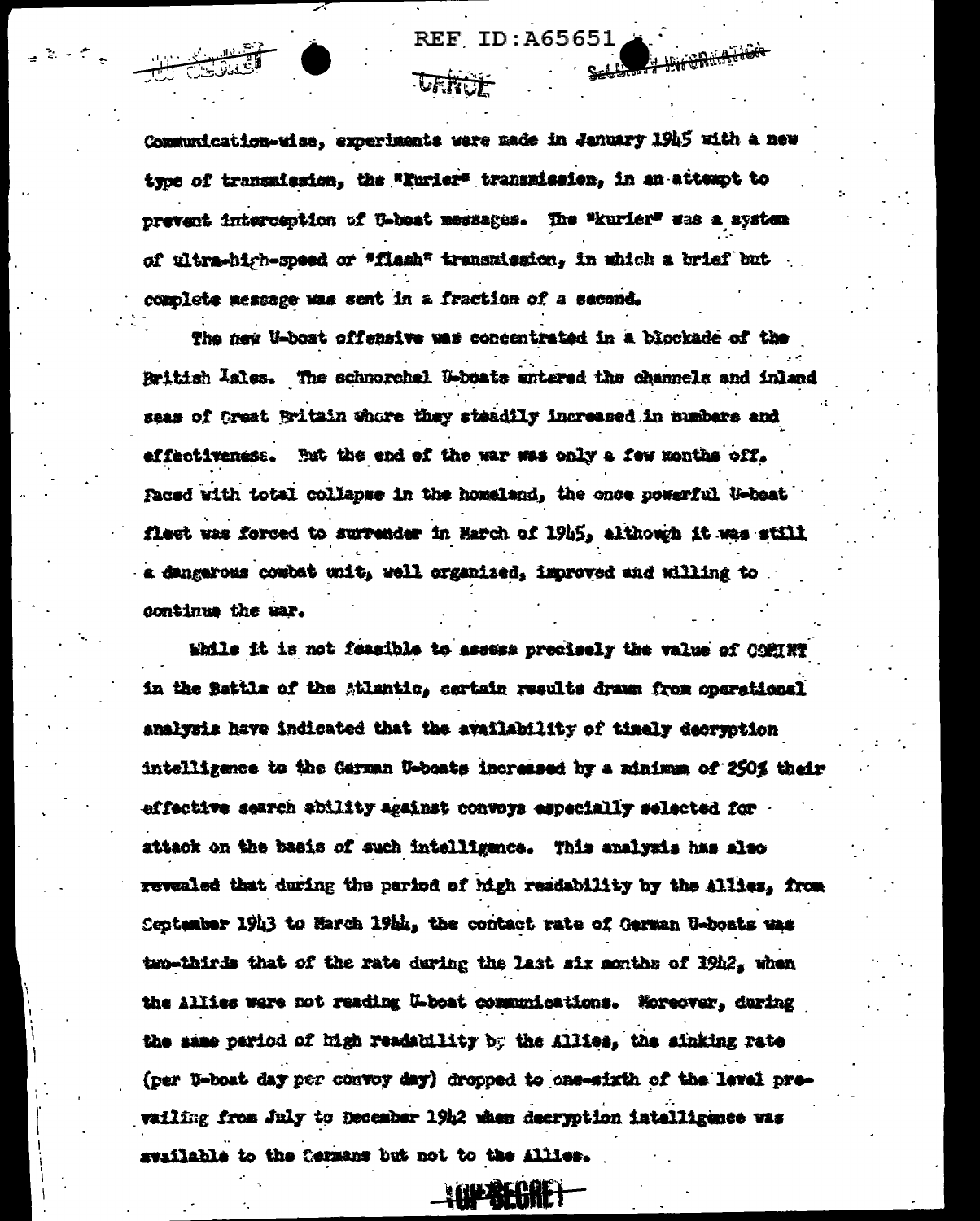Communication-wise, experiments were made in January 1945 with a new type of transmission, the "Kurier" transmission, in an attempt to prevent interception of U-boat messages. The "kurier" was a system of ultra-high-speed or "flash" transmission, in which a brief but complete message was sent in a fraction of a second.

The new U-boat offensive was concentrated in a blockade of the British Isles. The schnorchel U-boats entered the channels and inland seas of Great Britain where they steadily increased in numbers and effectiveness. But the end of the war was only a few months off. Faced with total collapse in the homeland, the once powerful U-boat fleet was forced to surrender in March of 1945, although it was still a dangerous combat unit, well organized, improved and willing to continue the war.

While it is not feasible to assess precisely the value of COMINT in the Battle of the Atlantic, certain results drawn from operational analysis have indicated that the availability of timely decryption intelligence to the German U-boats increased by a minimum of 250% their effective search ability against convoys especially selected for attack on the basis of such intelligence. This analysis has also revealed that during the period of high readability by the Allies, from September 1943 to March 1944, the contact rate of German U-boats was two-thirds that of the rate during the last six months of 1942, when the Allies were not reading U-boat communications. Moreover, during the same period of high readability by the Allies, the sinking rate (per U-boat day per convoy day) dropped to one-sixth of the level prevailing from July to December 1942 when decryption intelligence was available to the Germans but not to the Allies.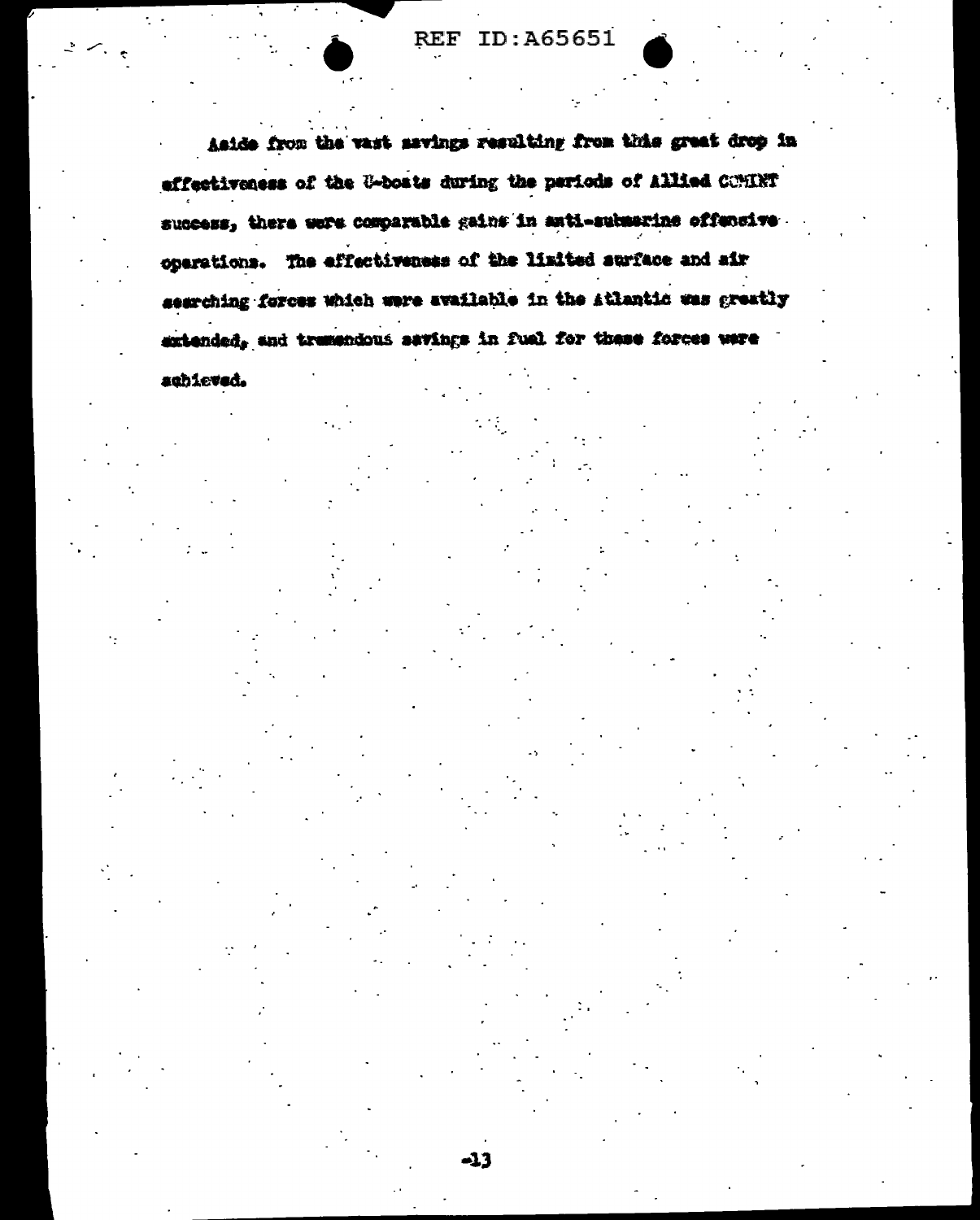Aside from the vast savings resulting from this great drop in effectiveness of the U-boats during the periods of Allied COMINT success, there were comparable gains in anti-submarine offensive operations. The effectiveness of the limited surface and air searching forces which were available in the Atlantic was greatly extended, and tremendous savings in fuel for these forces were achieved.